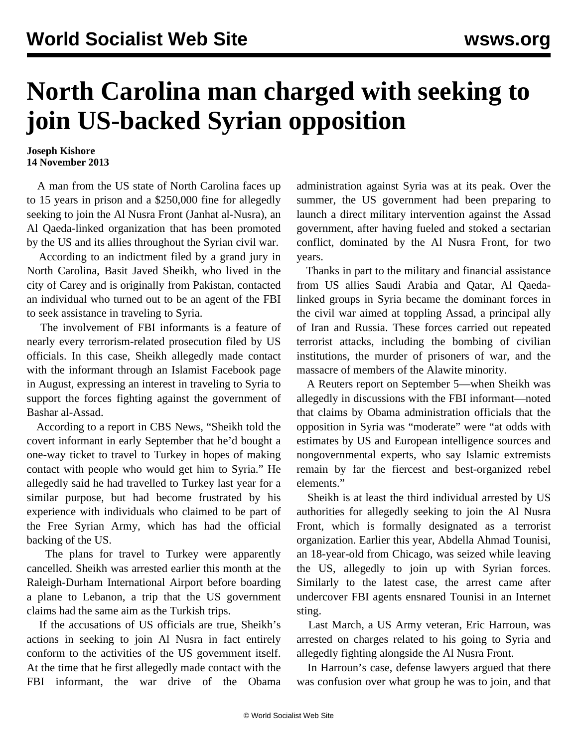# North Carolina man charged with seeking to join US-backed Syrian opposition

**Joseph Kishore**
**14 November 2013**

A man from the US state of North Carolina faces up to 15 years in prison and a $250,000 fine for allegedly seeking to join the Al Nusra Front (Janhat al-Nusra), an Al Qaeda-linked organization that has been promoted by the US and its allies throughout the Syrian civil war.

According to an indictment filed by a grand jury in North Carolina, Basit Javed Sheikh, who lived in the city of Carey and is originally from Pakistan, contacted an individual who turned out to be an agent of the FBI to seek assistance in traveling to Syria.

The involvement of FBI informants is a feature of nearly every terrorism-related prosecution filed by US officials. In this case, Sheikh allegedly made contact with the informant through an Islamist Facebook page in August, expressing an interest in traveling to Syria to support the forces fighting against the government of Bashar al-Assad.

According to a report in CBS News, "Sheikh told the covert informant in early September that he'd bought a one-way ticket to travel to Turkey in hopes of making contact with people who would get him to Syria." He allegedly said he had travelled to Turkey last year for a similar purpose, but had become frustrated by his experience with individuals who claimed to be part of the Free Syrian Army, which has had the official backing of the US.

The plans for travel to Turkey were apparently cancelled. Sheikh was arrested earlier this month at the Raleigh-Durham International Airport before boarding a plane to Lebanon, a trip that the US government claims had the same aim as the Turkish trips.

If the accusations of US officials are true, Sheikh's actions in seeking to join Al Nusra in fact entirely conform to the activities of the US government itself. At the time that he first allegedly made contact with the FBI informant, the war drive of the Obama administration against Syria was at its peak. Over the summer, the US government had been preparing to launch a direct military intervention against the Assad government, after having fueled and stoked a sectarian conflict, dominated by the Al Nusra Front, for two years.

Thanks in part to the military and financial assistance from US allies Saudi Arabia and Qatar, Al Qaeda-linked groups in Syria became the dominant forces in the civil war aimed at toppling Assad, a principal ally of Iran and Russia. These forces carried out repeated terrorist attacks, including the bombing of civilian institutions, the murder of prisoners of war, and the massacre of members of the Alawite minority.

A Reuters report on September 5—when Sheikh was allegedly in discussions with the FBI informant—noted that claims by Obama administration officials that the opposition in Syria was "moderate" were "at odds with estimates by US and European intelligence sources and nongovernmental experts, who say Islamic extremists remain by far the fiercest and best-organized rebel elements."

Sheikh is at least the third individual arrested by US authorities for allegedly seeking to join the Al Nusra Front, which is formally designated as a terrorist organization. Earlier this year, Abdella Ahmad Tounisi, an 18-year-old from Chicago, was seized while leaving the US, allegedly to join up with Syrian forces. Similarly to the latest case, the arrest came after undercover FBI agents ensnared Tounisi in an Internet sting.

Last March, a US Army veteran, Eric Harroun, was arrested on charges related to his going to Syria and allegedly fighting alongside the Al Nusra Front.

In Harroun's case, defense lawyers argued that there was confusion over what group he was to join, and that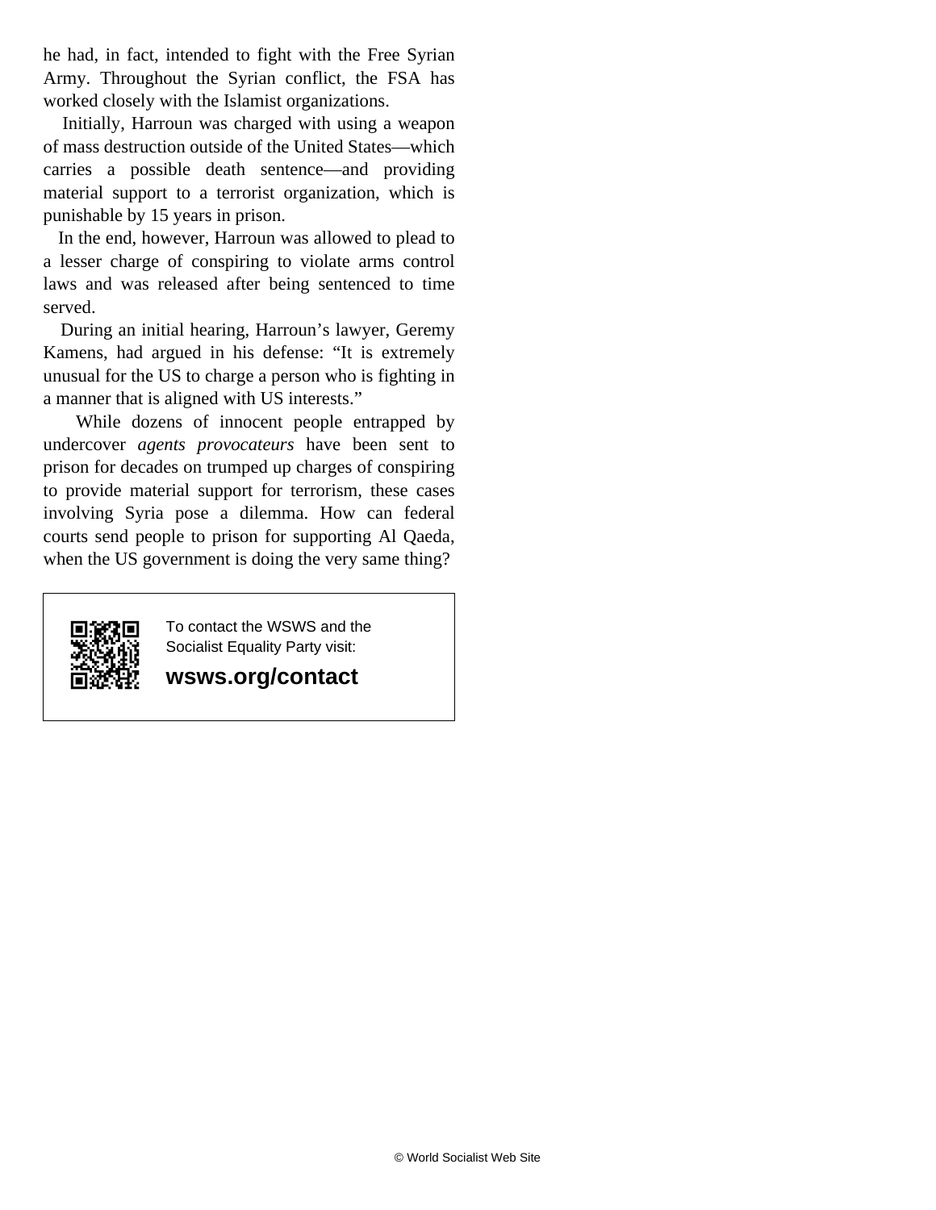he had, in fact, intended to fight with the Free Syrian Army. Throughout the Syrian conflict, the FSA has worked closely with the Islamist organizations.

Initially, Harroun was charged with using a weapon of mass destruction outside of the United States—which carries a possible death sentence—and providing material support to a terrorist organization, which is punishable by 15 years in prison.

In the end, however, Harroun was allowed to plead to a lesser charge of conspiring to violate arms control laws and was released after being sentenced to time served.

During an initial hearing, Harroun's lawyer, Geremy Kamens, had argued in his defense: "It is extremely unusual for the US to charge a person who is fighting in a manner that is aligned with US interests."

While dozens of innocent people entrapped by undercover *agents provocateurs* have been sent to prison for decades on trumped up charges of conspiring to provide material support for terrorism, these cases involving Syria pose a dilemma. How can federal courts send people to prison for supporting Al Qaeda, when the US government is doing the very same thing?

To contact the WSWS and the Socialist Equality Party visit:

**wsws.org/contact**